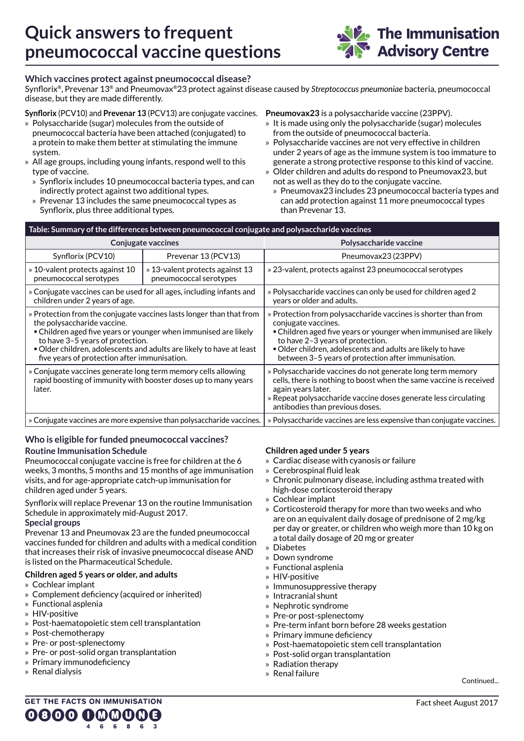# Quick answers to frequent pneumococcal vaccine questions

The Immunisation Advisory Centre

## Which vaccines protect against pneumococcal disease?

Synflorix®, Prevenar 13® and Pneumovax®23 protect against disease caused by *Streptococcus pneumoniae* bacteria, pneumococcal disease, but they are made differently.

**Synflorix** (PCV10) and **Prevenar 13** (PCV13) are conjugate vaccines.

- Polysaccharide (sugar) molecules from the outside of pneumococcal bacteria have been attached (conjugated) to a protein to make them better at stimulating the immune system.
- All age groups, including young infants, respond well to this type of vaccine.
  - Synflorix includes 10 pneumococcal bacteria types, and can indirectly protect against two additional types.
  - Prevenar 13 includes the same pneumococcal types as Synflorix, plus three additional types.

**Pneumovax23** is a polysaccharide vaccine (23PPV).

- It is made using only the polysaccharide (sugar) molecules from the outside of pneumococcal bacteria.
- Polysaccharide vaccines are not very effective in children under 2 years of age as the immune system is too immature to generate a strong protective response to this kind of vaccine.
- Older children and adults do respond to Pneumovax23, but not as well as they do to the conjugate vaccine.
  - Pneumovax23 includes 23 pneumococcal bacteria types and can add protection against 11 more pneumococcal types than Prevenar 13.

**Table: Summary of the differences between pneumococcal conjugate and polysaccharide vaccines**

| Conjugate vaccines | | Polysaccharide vaccine |
|---|---|---|
| Synflorix (PCV10) | Prevenar 13 (PCV13) | Pneumovax23 (23PPV) |
| » 10-valent protects against 10 pneumococcal serotypes | » 13-valent protects against 13 pneumococcal serotypes | » 23-valent, protects against 23 pneumococcal serotypes |
| » Conjugate vaccines can be used for all ages, including infants and children under 2 years of age. | | » Polysaccharide vaccines can only be used for children aged 2 years or older and adults. |
| » Protection from the conjugate vaccines lasts longer than that from the polysaccharide vaccine. ▪ Children aged five years or younger when immunised are likely to have 3–5 years of protection. ▪ Older children, adolescents and adults are likely to have at least five years of protection after immunisation. | | » Protection from polysaccharide vaccines is shorter than from conjugate vaccines. ▪ Children aged five years or younger when immunised are likely to have 2–3 years of protection. ▪ Older children, adolescents and adults are likely to have between 3–5 years of protection after immunisation. |
| » Conjugate vaccines generate long term memory cells allowing rapid boosting of immunity with booster doses up to many years later. | | » Polysaccharide vaccines do not generate long term memory cells, there is nothing to boost when the same vaccine is received again years later. » Repeat polysaccharide vaccine doses generate less circulating antibodies than previous doses. |
| » Conjugate vaccines are more expensive than polysaccharide vaccines. | | » Polysaccharide vaccines are less expensive than conjugate vaccines. |

## Who is eligible for funded pneumococcal vaccines?

### Routine Immunisation Schedule

Pneumococcal conjugate vaccine is free for children at the 6 weeks, 3 months, 5 months and 15 months of age immunisation visits, and for age-appropriate catch-up immunisation for children aged under 5 years.

Synflorix will replace Prevenar 13 on the routine Immunisation Schedule in approximately mid-August 2017.

### Special groups

Prevenar 13 and Pneumovax 23 are the funded pneumococcal vaccines funded for children and adults with a medical condition that increases their risk of invasive pneumococcal disease AND is listed on the Pharmaceutical Schedule.

**Children aged 5 years or older, and adults**

- Cochlear implant
- Complement deficiency (acquired or inherited)
- Functional asplenia
- HIV-positive
- Post-haematopoietic stem cell transplantation
- Post-chemotherapy
- Pre- or post-splenectomy
- Pre- or post-solid organ transplantation
- Primary immunodeficiency
- Renal dialysis

**Children aged under 5 years**

- Cardiac disease with cyanosis or failure
- Cerebrospinal fluid leak
- Chronic pulmonary disease, including asthma treated with high-dose corticosteroid therapy
- Cochlear implant
- Corticosteroid therapy for more than two weeks and who are on an equivalent daily dosage of prednisone of 2 mg/kg per day or greater, or children who weigh more than 10 kg on a total daily dosage of 20 mg or greater
- Diabetes
- Down syndrome
- Functional asplenia
- HIV-positive
- Immunosuppressive therapy
- Intracranial shunt
- Nephrotic syndrome
- Pre-or post-splenectomy
- Pre-term infant born before 28 weeks gestation
- Primary immune deficiency
- Post-haematopoietic stem cell transplantation
- Post-solid organ transplantation
- Radiation therapy
- Renal failure

Continued...

GET THE FACTS ON IMMUNISATION 0800 IMMUNE 466863

Fact sheet August 2017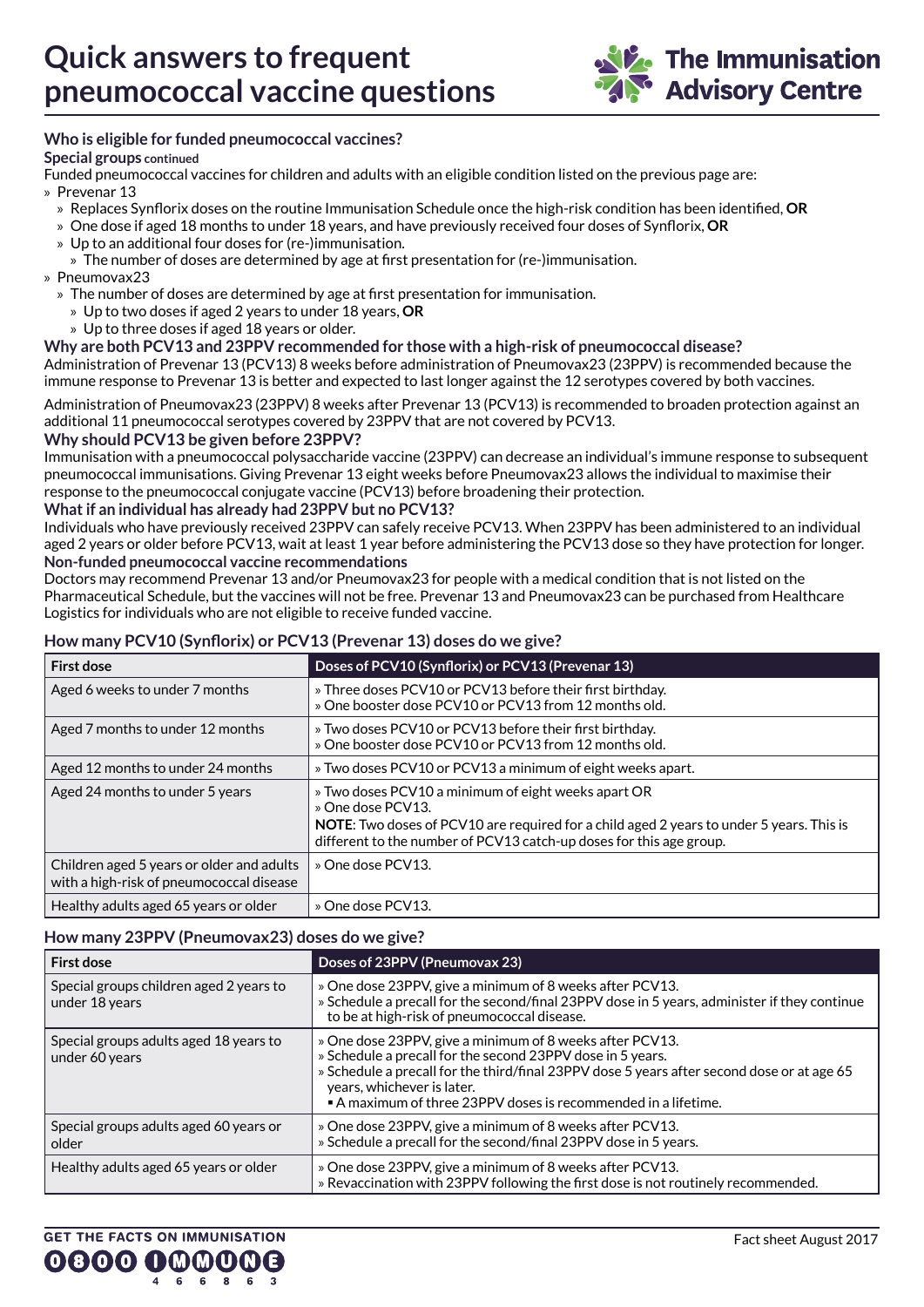// Quick answers to frequent pneumococcal vaccine questions

# Quick answers to frequent pneumococcal vaccine questions

### Who is eligible for funded pneumococcal vaccines?

**Special groups** continued

Funded pneumococcal vaccines for children and adults with an eligible condition listed on the previous page are:

- Prevenar 13
  - Replaces Synflorix doses on the routine Immunisation Schedule once the high-risk condition has been identified, **OR**
  - One dose if aged 18 months to under 18 years, and have previously received four doses of Synflorix, **OR**
  - Up to an additional four doses for (re-)immunisation.
    - The number of doses are determined by age at first presentation for (re-)immunisation.
- Pneumovax23
  - The number of doses are determined by age at first presentation for immunisation.
    - Up to two doses if aged 2 years to under 18 years, **OR**
    - Up to three doses if aged 18 years or older.

### Why are both PCV13 and 23PPV recommended for those with a high-risk of pneumococcal disease?

Administration of Prevenar 13 (PCV13) 8 weeks before administration of Pneumovax23 (23PPV) is recommended because the immune response to Prevenar 13 is better and expected to last longer against the 12 serotypes covered by both vaccines.

Administration of Pneumovax23 (23PPV) 8 weeks after Prevenar 13 (PCV13) is recommended to broaden protection against an additional 11 pneumococcal serotypes covered by 23PPV that are not covered by PCV13.

### Why should PCV13 be given before 23PPV?

Immunisation with a pneumococcal polysaccharide vaccine (23PPV) can decrease an individual's immune response to subsequent pneumococcal immunisations. Giving Prevenar 13 eight weeks before Pneumovax23 allows the individual to maximise their response to the pneumococcal conjugate vaccine (PCV13) before broadening their protection.

### What if an individual has already had 23PPV but no PCV13?

Individuals who have previously received 23PPV can safely receive PCV13. When 23PPV has been administered to an individual aged 2 years or older before PCV13, wait at least 1 year before administering the PCV13 dose so they have protection for longer.

### Non-funded pneumococcal vaccine recommendations

Doctors may recommend Prevenar 13 and/or Pneumovax23 for people with a medical condition that is not listed on the Pharmaceutical Schedule, but the vaccines will not be free. Prevenar 13 and Pneumovax23 can be purchased from Healthcare Logistics for individuals who are not eligible to receive funded vaccine.

### How many PCV10 (Synflorix) or PCV13 (Prevenar 13) doses do we give?

| First dose | Doses of PCV10 (Synflorix) or PCV13 (Prevenar 13) |
|---|---|
| Aged 6 weeks to under 7 months | » Three doses PCV10 or PCV13 before their first birthday.<br>» One booster dose PCV10 or PCV13 from 12 months old. |
| Aged 7 months to under 12 months | » Two doses PCV10 or PCV13 before their first birthday.<br>» One booster dose PCV10 or PCV13 from 12 months old. |
| Aged 12 months to under 24 months | » Two doses PCV10 or PCV13 a minimum of eight weeks apart. |
| Aged 24 months to under 5 years | » Two doses PCV10 a minimum of eight weeks apart OR<br>» One dose PCV13.<br>**NOTE**: Two doses of PCV10 are required for a child aged 2 years to under 5 years. This is different to the number of PCV13 catch-up doses for this age group. |
| Children aged 5 years or older and adults with a high-risk of pneumococcal disease | » One dose PCV13. |
| Healthy adults aged 65 years or older | » One dose PCV13. |

### How many 23PPV (Pneumovax23) doses do we give?

| First dose | Doses of 23PPV (Pneumovax 23) |
|---|---|
| Special groups children aged 2 years to under 18 years | » One dose 23PPV, give a minimum of 8 weeks after PCV13.<br>» Schedule a precall for the second/final 23PPV dose in 5 years, administer if they continue to be at high-risk of pneumococcal disease. |
| Special groups adults aged 18 years to under 60 years | » One dose 23PPV, give a minimum of 8 weeks after PCV13.<br>» Schedule a precall for the second 23PPV dose in 5 years.<br>» Schedule a precall for the third/final 23PPV dose 5 years after second dose or at age 65 years, whichever is later.<br>▪ A maximum of three 23PPV doses is recommended in a lifetime. |
| Special groups adults aged 60 years or older | » One dose 23PPV, give a minimum of 8 weeks after PCV13.<br>» Schedule a precall for the second/final 23PPV dose in 5 years. |
| Healthy adults aged 65 years or older | » One dose 23PPV, give a minimum of 8 weeks after PCV13.<br>» Revaccination with 23PPV following the first dose is not routinely recommended. |

GET THE FACTS ON IMMUNISATION 0800 IMMUNE 466863

Fact sheet August 2017